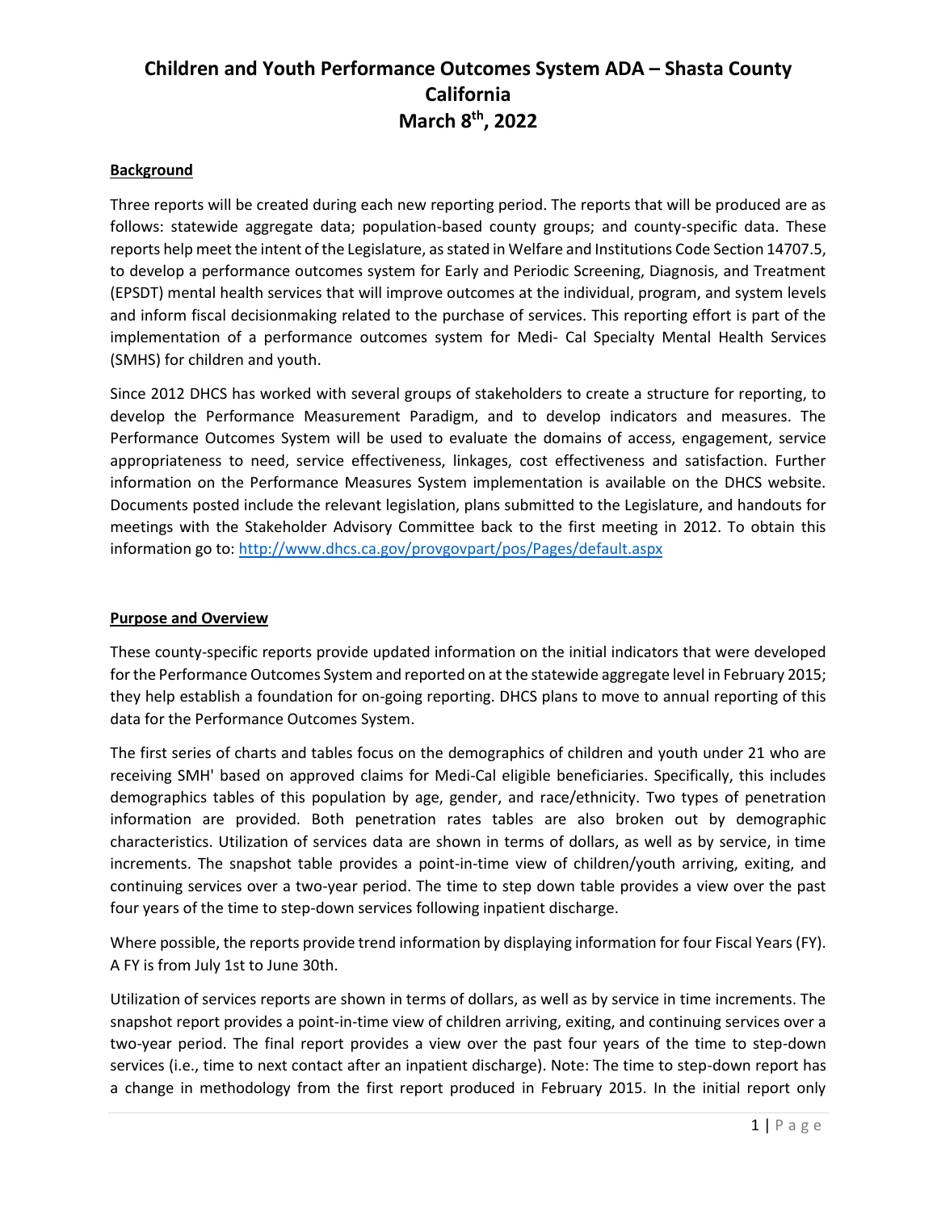# Children and Youth Performance Outcomes System ADA – Shasta County California March 8th, 2022

## Background

Three reports will be created during each new reporting period. The reports that will be produced are as follows: statewide aggregate data; population-based county groups; and county-specific data. These reports help meet the intent of the Legislature, as stated in Welfare and Institutions Code Section 14707.5, to develop a performance outcomes system for Early and Periodic Screening, Diagnosis, and Treatment (EPSDT) mental health services that will improve outcomes at the individual, program, and system levels and inform fiscal decisionmaking related to the purchase of services. This reporting effort is part of the implementation of a performance outcomes system for Medi- Cal Specialty Mental Health Services (SMHS) for children and youth.

Since 2012 DHCS has worked with several groups of stakeholders to create a structure for reporting, to develop the Performance Measurement Paradigm, and to develop indicators and measures. The Performance Outcomes System will be used to evaluate the domains of access, engagement, service appropriateness to need, service effectiveness, linkages, cost effectiveness and satisfaction. Further information on the Performance Measures System implementation is available on the DHCS website. Documents posted include the relevant legislation, plans submitted to the Legislature, and handouts for meetings with the Stakeholder Advisory Committee back to the first meeting in 2012. To obtain this information go to: http://www.dhcs.ca.gov/provgovpart/pos/Pages/default.aspx

## Purpose and Overview

These county-specific reports provide updated information on the initial indicators that were developed for the Performance Outcomes System and reported on at the statewide aggregate level in February 2015; they help establish a foundation for on-going reporting. DHCS plans to move to annual reporting of this data for the Performance Outcomes System.

The first series of charts and tables focus on the demographics of children and youth under 21 who are receiving SMH' based on approved claims for Medi-Cal eligible beneficiaries. Specifically, this includes demographics tables of this population by age, gender, and race/ethnicity. Two types of penetration information are provided. Both penetration rates tables are also broken out by demographic characteristics. Utilization of services data are shown in terms of dollars, as well as by service, in time increments. The snapshot table provides a point-in-time view of children/youth arriving, exiting, and continuing services over a two-year period. The time to step down table provides a view over the past four years of the time to step-down services following inpatient discharge.

Where possible, the reports provide trend information by displaying information for four Fiscal Years (FY). A FY is from July 1st to June 30th.

Utilization of services reports are shown in terms of dollars, as well as by service in time increments. The snapshot report provides a point-in-time view of children arriving, exiting, and continuing services over a two-year period. The final report provides a view over the past four years of the time to step-down services (i.e., time to next contact after an inpatient discharge). Note: The time to step-down report has a change in methodology from the first report produced in February 2015. In the initial report only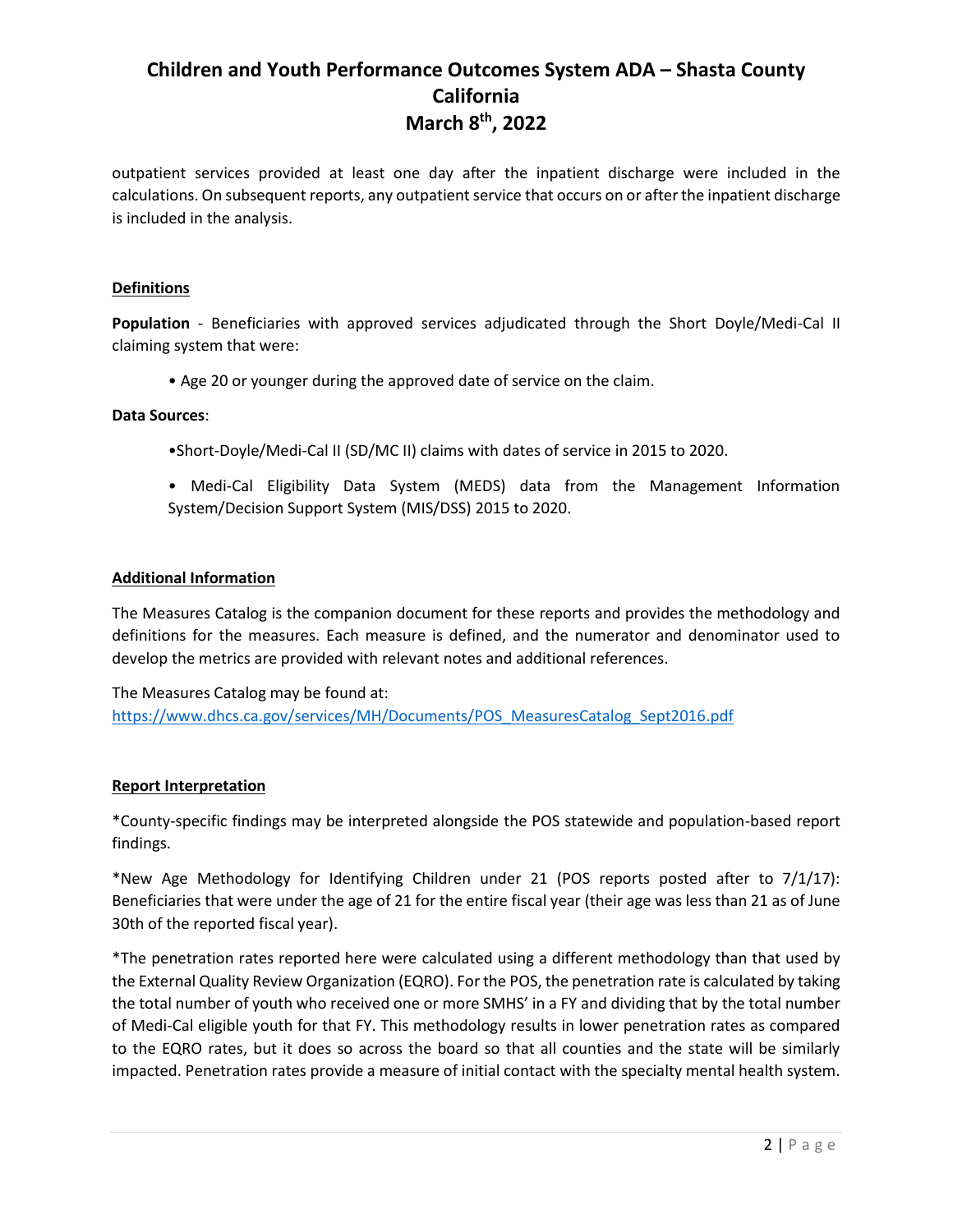outpatient services provided at least one day after the inpatient discharge were included in the calculations. On subsequent reports, any outpatient service that occurs on or after the inpatient discharge is included in the analysis.

**Definitions**

**Population** - Beneficiaries with approved services adjudicated through the Short Doyle/Medi-Cal II claiming system that were:

• Age 20 or younger during the approved date of service on the claim.

**Data Sources**:

•Short-Doyle/Medi-Cal II (SD/MC II) claims with dates of service in 2015 to 2020.

• Medi-Cal Eligibility Data System (MEDS) data from the Management Information System/Decision Support System (MIS/DSS) 2015 to 2020.

**Additional Information**

The Measures Catalog is the companion document for these reports and provides the methodology and definitions for the measures. Each measure is defined, and the numerator and denominator used to develop the metrics are provided with relevant notes and additional references.

The Measures Catalog may be found at:
https://www.dhcs.ca.gov/services/MH/Documents/POS_MeasuresCatalog_Sept2016.pdf

**Report Interpretation**

*County-specific findings may be interpreted alongside the POS statewide and population-based report findings.

*New Age Methodology for Identifying Children under 21 (POS reports posted after to 7/1/17): Beneficiaries that were under the age of 21 for the entire fiscal year (their age was less than 21 as of June 30th of the reported fiscal year).

*The penetration rates reported here were calculated using a different methodology than that used by the External Quality Review Organization (EQRO). For the POS, the penetration rate is calculated by taking the total number of youth who received one or more SMHS' in a FY and dividing that by the total number of Medi-Cal eligible youth for that FY. This methodology results in lower penetration rates as compared to the EQRO rates, but it does so across the board so that all counties and the state will be similarly impacted. Penetration rates provide a measure of initial contact with the specialty mental health system.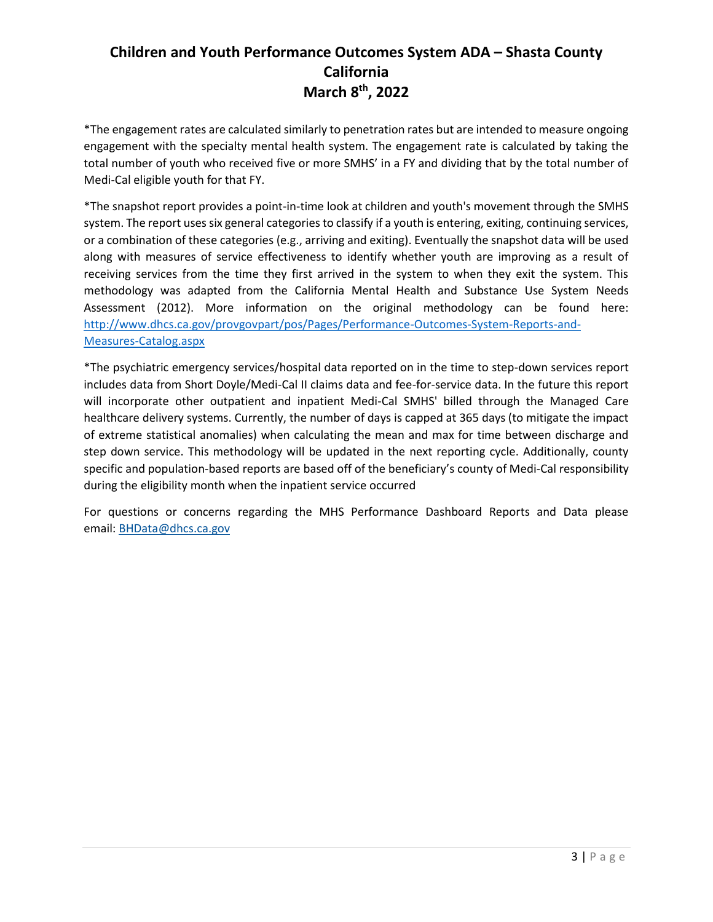*The engagement rates are calculated similarly to penetration rates but are intended to measure ongoing engagement with the specialty mental health system. The engagement rate is calculated by taking the total number of youth who received five or more SMHS' in a FY and dividing that by the total number of Medi-Cal eligible youth for that FY.

*The snapshot report provides a point-in-time look at children and youth's movement through the SMHS system. The report uses six general categories to classify if a youth is entering, exiting, continuing services, or a combination of these categories (e.g., arriving and exiting). Eventually the snapshot data will be used along with measures of service effectiveness to identify whether youth are improving as a result of receiving services from the time they first arrived in the system to when they exit the system. This methodology was adapted from the California Mental Health and Substance Use System Needs Assessment (2012). More information on the original methodology can be found here: [http://www.dhcs.ca.gov/provgovpart/pos/Pages/Performance-Outcomes-System-Reports-and-Measures-Catalog.aspx](http://www.dhcs.ca.gov/provgovpart/pos/Pages/Performance-Outcomes-System-Reports-and-Measures-Catalog.aspx)

*The psychiatric emergency services/hospital data reported on in the time to step-down services report includes data from Short Doyle/Medi-Cal II claims data and fee-for-service data. In the future this report will incorporate other outpatient and inpatient Medi-Cal SMHS' billed through the Managed Care healthcare delivery systems. Currently, the number of days is capped at 365 days (to mitigate the impact of extreme statistical anomalies) when calculating the mean and max for time between discharge and step down service. This methodology will be updated in the next reporting cycle. Additionally, county specific and population-based reports are based off of the beneficiary's county of Medi-Cal responsibility during the eligibility month when the inpatient service occurred

For questions or concerns regarding the MHS Performance Dashboard Reports and Data please email: [BHData@dhcs.ca.gov](mailto:BHData@dhcs.ca.gov)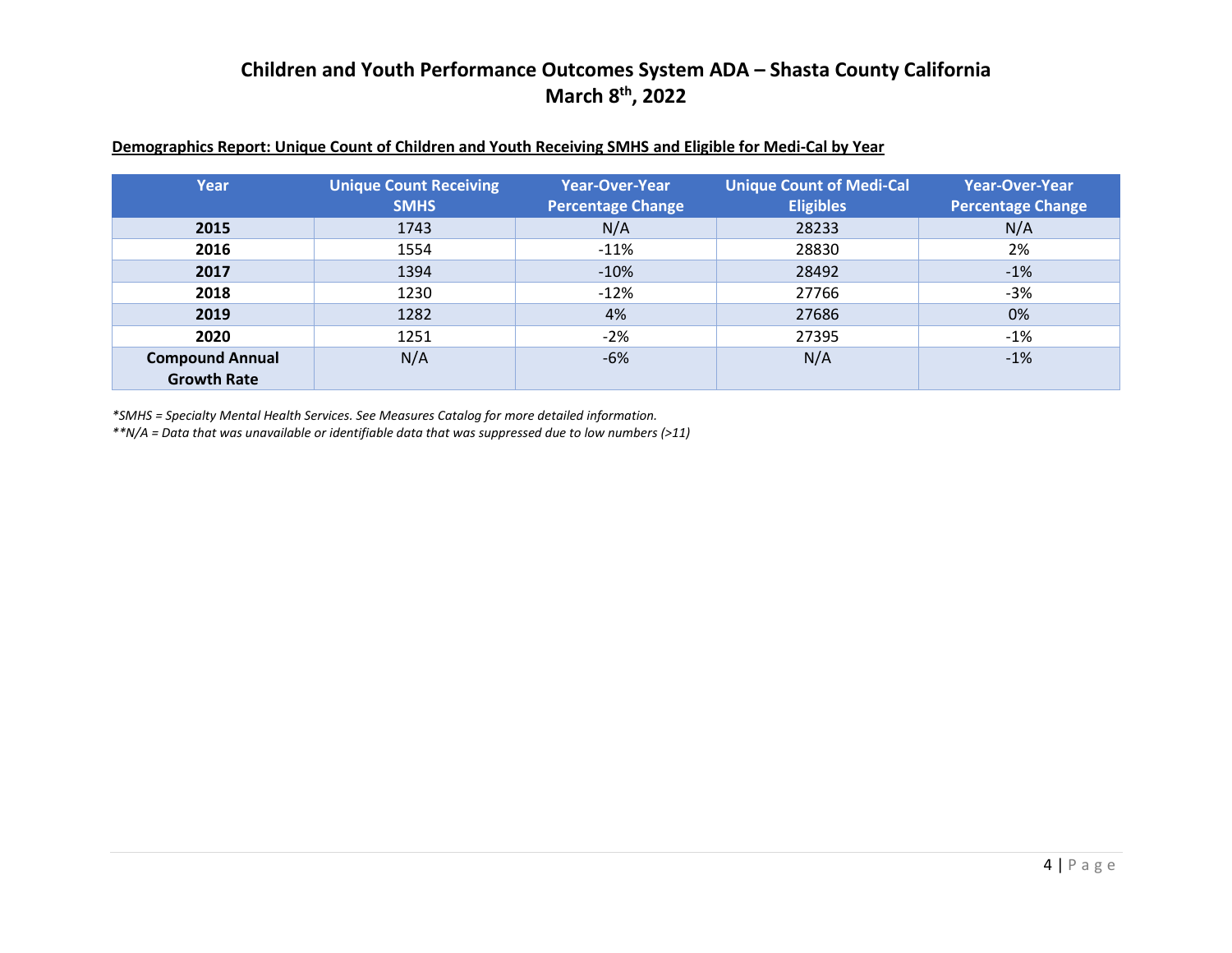# Children and Youth Performance Outcomes System ADA – Shasta County California
## March 8th, 2022

**Demographics Report: Unique Count of Children and Youth Receiving SMHS and Eligible for Medi-Cal by Year**

| Year | Unique Count Receiving SMHS | Year-Over-Year Percentage Change | Unique Count of Medi-Cal Eligibles | Year-Over-Year Percentage Change |
|---|---|---|---|---|
| **2015** | 1743 | N/A | 28233 | N/A |
| **2016** | 1554 | -11% | 28830 | 2% |
| **2017** | 1394 | -10% | 28492 | -1% |
| **2018** | 1230 | -12% | 27766 | -3% |
| **2019** | 1282 | 4% | 27686 | 0% |
| **2020** | 1251 | -2% | 27395 | -1% |
| **Compound Annual Growth Rate** | N/A | -6% | N/A | -1% |

*\*SMHS = Specialty Mental Health Services. See Measures Catalog for more detailed information.*

*\*\*N/A = Data that was unavailable or identifiable data that was suppressed due to low numbers (>11)*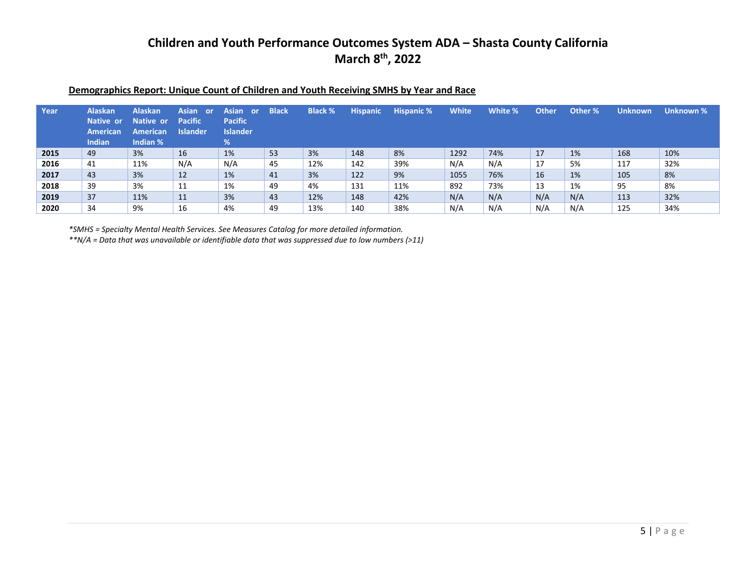# Children and Youth Performance Outcomes System ADA – Shasta County California
## March 8th, 2022

**Demographics Report: Unique Count of Children and Youth Receiving SMHS by Year and Race**

| Year | Alaskan Native or American Indian | Alaskan Native or American Indian % | Asian or Pacific Islander | Asian or Pacific Islander % | Black | Black % | Hispanic | Hispanic % | White | White % | Other | Other % | Unknown | Unknown % |
|---|---|---|---|---|---|---|---|---|---|---|---|---|---|---|
| **2015** | 49 | 3% | 16 | 1% | 53 | 3% | 148 | 8% | 1292 | 74% | 17 | 1% | 168 | 10% |
| **2016** | 41 | 11% | N/A | N/A | 45 | 12% | 142 | 39% | N/A | N/A | 17 | 5% | 117 | 32% |
| **2017** | 43 | 3% | 12 | 1% | 41 | 3% | 122 | 9% | 1055 | 76% | 16 | 1% | 105 | 8% |
| **2018** | 39 | 3% | 11 | 1% | 49 | 4% | 131 | 11% | 892 | 73% | 13 | 1% | 95 | 8% |
| **2019** | 37 | 11% | 11 | 3% | 43 | 12% | 148 | 42% | N/A | N/A | N/A | N/A | 113 | 32% |
| **2020** | 34 | 9% | 16 | 4% | 49 | 13% | 140 | 38% | N/A | N/A | N/A | N/A | 125 | 34% |

*\*SMHS = Specialty Mental Health Services. See Measures Catalog for more detailed information.*

*\*\*N/A = Data that was unavailable or identifiable data that was suppressed due to low numbers (>11)*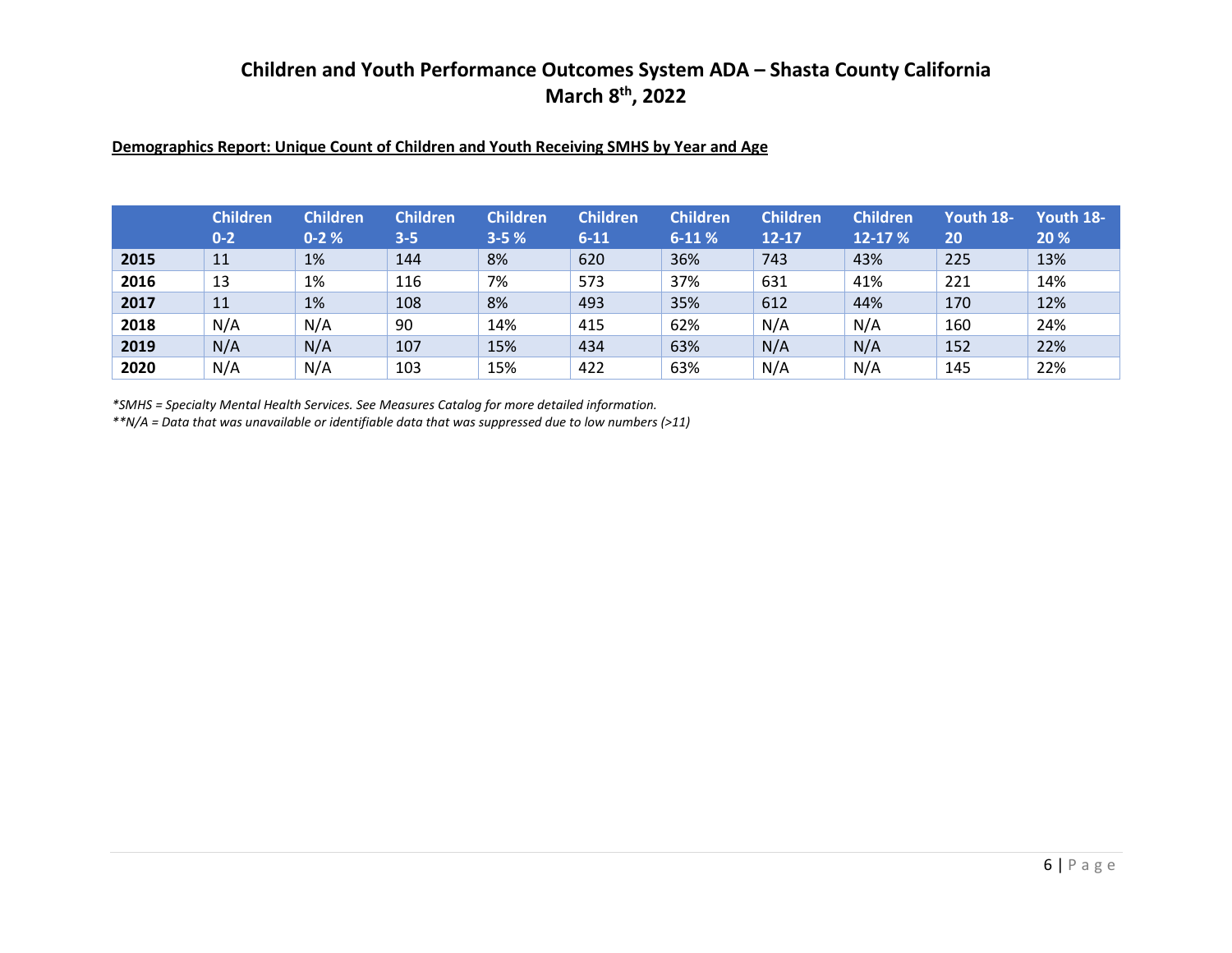# Children and Youth Performance Outcomes System ADA – Shasta County California
## March 8th, 2022

**Demographics Report: Unique Count of Children and Youth Receiving SMHS by Year and Age**

| | Children 0-2 | Children 0-2 % | Children 3-5 | Children 3-5 % | Children 6-11 | Children 6-11 % | Children 12-17 | Children 12-17 % | Youth 18-20 | Youth 18-20 % |
|---|---|---|---|---|---|---|---|---|---|---|
| **2015** | 11 | 1% | 144 | 8% | 620 | 36% | 743 | 43% | 225 | 13% |
| **2016** | 13 | 1% | 116 | 7% | 573 | 37% | 631 | 41% | 221 | 14% |
| **2017** | 11 | 1% | 108 | 8% | 493 | 35% | 612 | 44% | 170 | 12% |
| **2018** | N/A | N/A | 90 | 14% | 415 | 62% | N/A | N/A | 160 | 24% |
| **2019** | N/A | N/A | 107 | 15% | 434 | 63% | N/A | N/A | 152 | 22% |
| **2020** | N/A | N/A | 103 | 15% | 422 | 63% | N/A | N/A | 145 | 22% |

*\*SMHS = Specialty Mental Health Services. See Measures Catalog for more detailed information.*

*\*\*N/A = Data that was unavailable or identifiable data that was suppressed due to low numbers (>11)*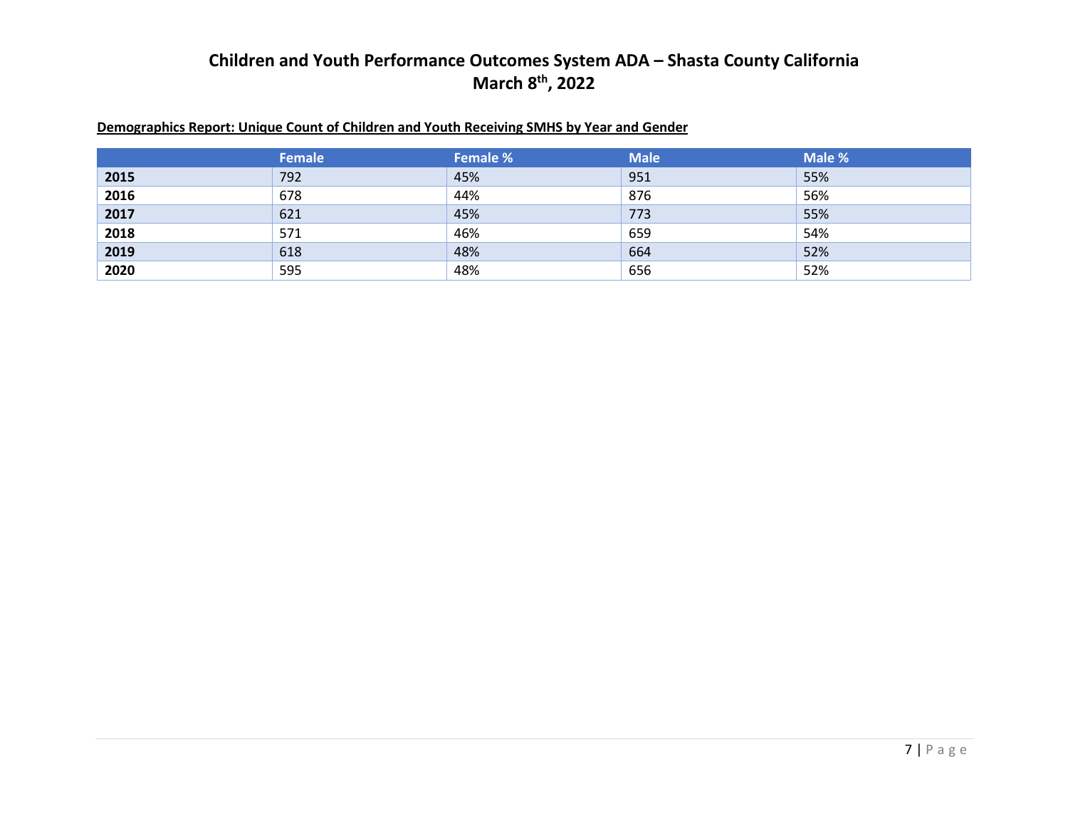# Children and Youth Performance Outcomes System ADA – Shasta County California
## March 8th, 2022

**Demographics Report: Unique Count of Children and Youth Receiving SMHS by Year and Gender**

| | Female | Female % | Male | Male % |
|---|---|---|---|---|
| **2015** | 792 | 45% | 951 | 55% |
| **2016** | 678 | 44% | 876 | 56% |
| **2017** | 621 | 45% | 773 | 55% |
| **2018** | 571 | 46% | 659 | 54% |
| **2019** | 618 | 48% | 664 | 52% |
| **2020** | 595 | 48% | 656 | 52% |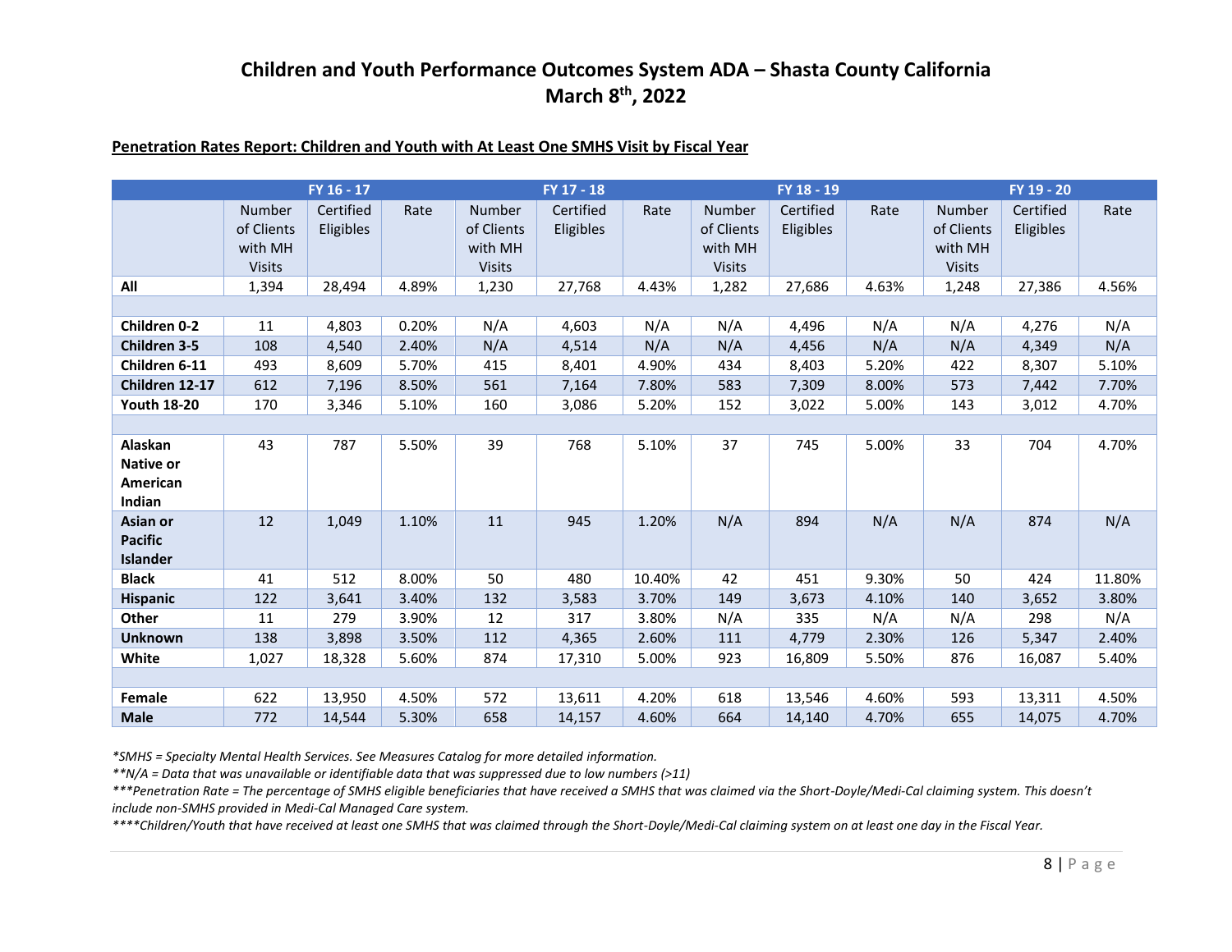# Children and Youth Performance Outcomes System ADA – Shasta County California
## March 8th, 2022

**Penetration Rates Report: Children and Youth with At Least One SMHS Visit by Fiscal Year**

| | FY 16 - 17 | | | FY 17 - 18 | | | FY 18 - 19 | | | FY 19 - 20 | | |
|---|---|---|---|---|---|---|---|---|---|---|---|---|
| | Number of Clients with MH Visits | Certified Eligibles | Rate | Number of Clients with MH Visits | Certified Eligibles | Rate | Number of Clients with MH Visits | Certified Eligibles | Rate | Number of Clients with MH Visits | Certified Eligibles | Rate |
| **All** | 1,394 | 28,494 | 4.89% | 1,230 | 27,768 | 4.43% | 1,282 | 27,686 | 4.63% | 1,248 | 27,386 | 4.56% |
| | | | | | | | | | | | | |
| **Children 0-2** | 11 | 4,803 | 0.20% | N/A | 4,603 | N/A | N/A | 4,496 | N/A | N/A | 4,276 | N/A |
| **Children 3-5** | 108 | 4,540 | 2.40% | N/A | 4,514 | N/A | N/A | 4,456 | N/A | N/A | 4,349 | N/A |
| **Children 6-11** | 493 | 8,609 | 5.70% | 415 | 8,401 | 4.90% | 434 | 8,403 | 5.20% | 422 | 8,307 | 5.10% |
| **Children 12-17** | 612 | 7,196 | 8.50% | 561 | 7,164 | 7.80% | 583 | 7,309 | 8.00% | 573 | 7,442 | 7.70% |
| **Youth 18-20** | 170 | 3,346 | 5.10% | 160 | 3,086 | 5.20% | 152 | 3,022 | 5.00% | 143 | 3,012 | 4.70% |
| | | | | | | | | | | | | |
| **Alaskan Native or American Indian** | 43 | 787 | 5.50% | 39 | 768 | 5.10% | 37 | 745 | 5.00% | 33 | 704 | 4.70% |
| **Asian or Pacific Islander** | 12 | 1,049 | 1.10% | 11 | 945 | 1.20% | N/A | 894 | N/A | N/A | 874 | N/A |
| **Black** | 41 | 512 | 8.00% | 50 | 480 | 10.40% | 42 | 451 | 9.30% | 50 | 424 | 11.80% |
| **Hispanic** | 122 | 3,641 | 3.40% | 132 | 3,583 | 3.70% | 149 | 3,673 | 4.10% | 140 | 3,652 | 3.80% |
| **Other** | 11 | 279 | 3.90% | 12 | 317 | 3.80% | N/A | 335 | N/A | N/A | 298 | N/A |
| **Unknown** | 138 | 3,898 | 3.50% | 112 | 4,365 | 2.60% | 111 | 4,779 | 2.30% | 126 | 5,347 | 2.40% |
| **White** | 1,027 | 18,328 | 5.60% | 874 | 17,310 | 5.00% | 923 | 16,809 | 5.50% | 876 | 16,087 | 5.40% |
| | | | | | | | | | | | | |
| **Female** | 622 | 13,950 | 4.50% | 572 | 13,611 | 4.20% | 618 | 13,546 | 4.60% | 593 | 13,311 | 4.50% |
| **Male** | 772 | 14,544 | 5.30% | 658 | 14,157 | 4.60% | 664 | 14,140 | 4.70% | 655 | 14,075 | 4.70% |

*\*SMHS = Specialty Mental Health Services. See Measures Catalog for more detailed information.*

*\*\*N/A = Data that was unavailable or identifiable data that was suppressed due to low numbers (>11)*

*\*\*\*Penetration Rate = The percentage of SMHS eligible beneficiaries that have received a SMHS that was claimed via the Short-Doyle/Medi-Cal claiming system. This doesn't include non-SMHS provided in Medi-Cal Managed Care system.*

*\*\*\*\*Children/Youth that have received at least one SMHS that was claimed through the Short-Doyle/Medi-Cal claiming system on at least one day in the Fiscal Year.*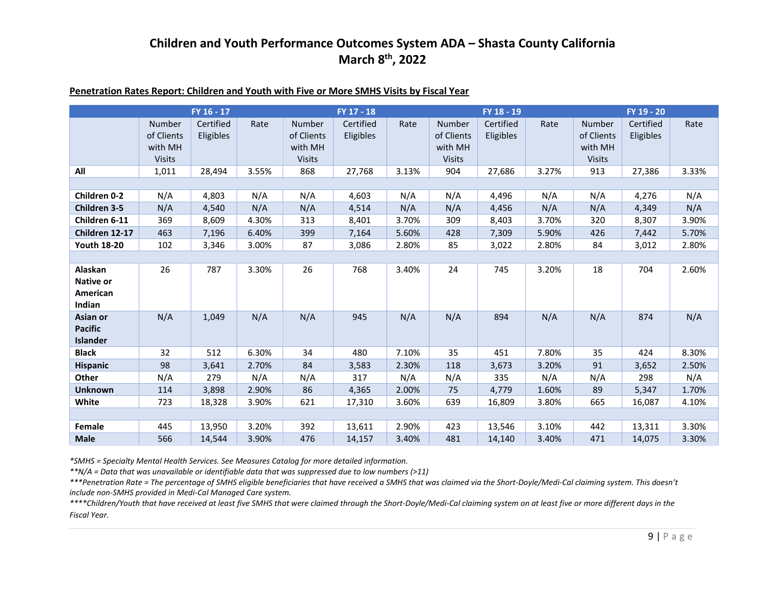# Children and Youth Performance Outcomes System ADA – Shasta County California
# March 8th, 2022

**Penetration Rates Report: Children and Youth with Five or More SMHS Visits by Fiscal Year**

| | FY 16 - 17 | | | FY 17 - 18 | | | FY 18 - 19 | | | FY 19 - 20 | | |
|---|---|---|---|---|---|---|---|---|---|---|---|---|
| | Number of Clients with MH Visits | Certified Eligibles | Rate | Number of Clients with MH Visits | Certified Eligibles | Rate | Number of Clients with MH Visits | Certified Eligibles | Rate | Number of Clients with MH Visits | Certified Eligibles | Rate |
| **All** | 1,011 | 28,494 | 3.55% | 868 | 27,768 | 3.13% | 904 | 27,686 | 3.27% | 913 | 27,386 | 3.33% |
| | | | | | | | | | | | | |
| **Children 0-2** | N/A | 4,803 | N/A | N/A | 4,603 | N/A | N/A | 4,496 | N/A | N/A | 4,276 | N/A |
| **Children 3-5** | N/A | 4,540 | N/A | N/A | 4,514 | N/A | N/A | 4,456 | N/A | N/A | 4,349 | N/A |
| **Children 6-11** | 369 | 8,609 | 4.30% | 313 | 8,401 | 3.70% | 309 | 8,403 | 3.70% | 320 | 8,307 | 3.90% |
| **Children 12-17** | 463 | 7,196 | 6.40% | 399 | 7,164 | 5.60% | 428 | 7,309 | 5.90% | 426 | 7,442 | 5.70% |
| **Youth 18-20** | 102 | 3,346 | 3.00% | 87 | 3,086 | 2.80% | 85 | 3,022 | 2.80% | 84 | 3,012 | 2.80% |
| | | | | | | | | | | | | |
| **Alaskan Native or American Indian** | 26 | 787 | 3.30% | 26 | 768 | 3.40% | 24 | 745 | 3.20% | 18 | 704 | 2.60% |
| **Asian or Pacific Islander** | N/A | 1,049 | N/A | N/A | 945 | N/A | N/A | 894 | N/A | N/A | 874 | N/A |
| **Black** | 32 | 512 | 6.30% | 34 | 480 | 7.10% | 35 | 451 | 7.80% | 35 | 424 | 8.30% |
| **Hispanic** | 98 | 3,641 | 2.70% | 84 | 3,583 | 2.30% | 118 | 3,673 | 3.20% | 91 | 3,652 | 2.50% |
| **Other** | N/A | 279 | N/A | N/A | 317 | N/A | N/A | 335 | N/A | N/A | 298 | N/A |
| **Unknown** | 114 | 3,898 | 2.90% | 86 | 4,365 | 2.00% | 75 | 4,779 | 1.60% | 89 | 5,347 | 1.70% |
| **White** | 723 | 18,328 | 3.90% | 621 | 17,310 | 3.60% | 639 | 16,809 | 3.80% | 665 | 16,087 | 4.10% |
| | | | | | | | | | | | | |
| **Female** | 445 | 13,950 | 3.20% | 392 | 13,611 | 2.90% | 423 | 13,546 | 3.10% | 442 | 13,311 | 3.30% |
| **Male** | 566 | 14,544 | 3.90% | 476 | 14,157 | 3.40% | 481 | 14,140 | 3.40% | 471 | 14,075 | 3.30% |

*\*SMHS = Specialty Mental Health Services. See Measures Catalog for more detailed information.*

*\*\*N/A = Data that was unavailable or identifiable data that was suppressed due to low numbers (>11)*

*\*\*\*Penetration Rate = The percentage of SMHS eligible beneficiaries that have received a SMHS that was claimed via the Short-Doyle/Medi-Cal claiming system. This doesn't include non-SMHS provided in Medi-Cal Managed Care system.*

*\*\*\*\*Children/Youth that have received at least five SMHS that were claimed through the Short-Doyle/Medi-Cal claiming system on at least five or more different days in the Fiscal Year.*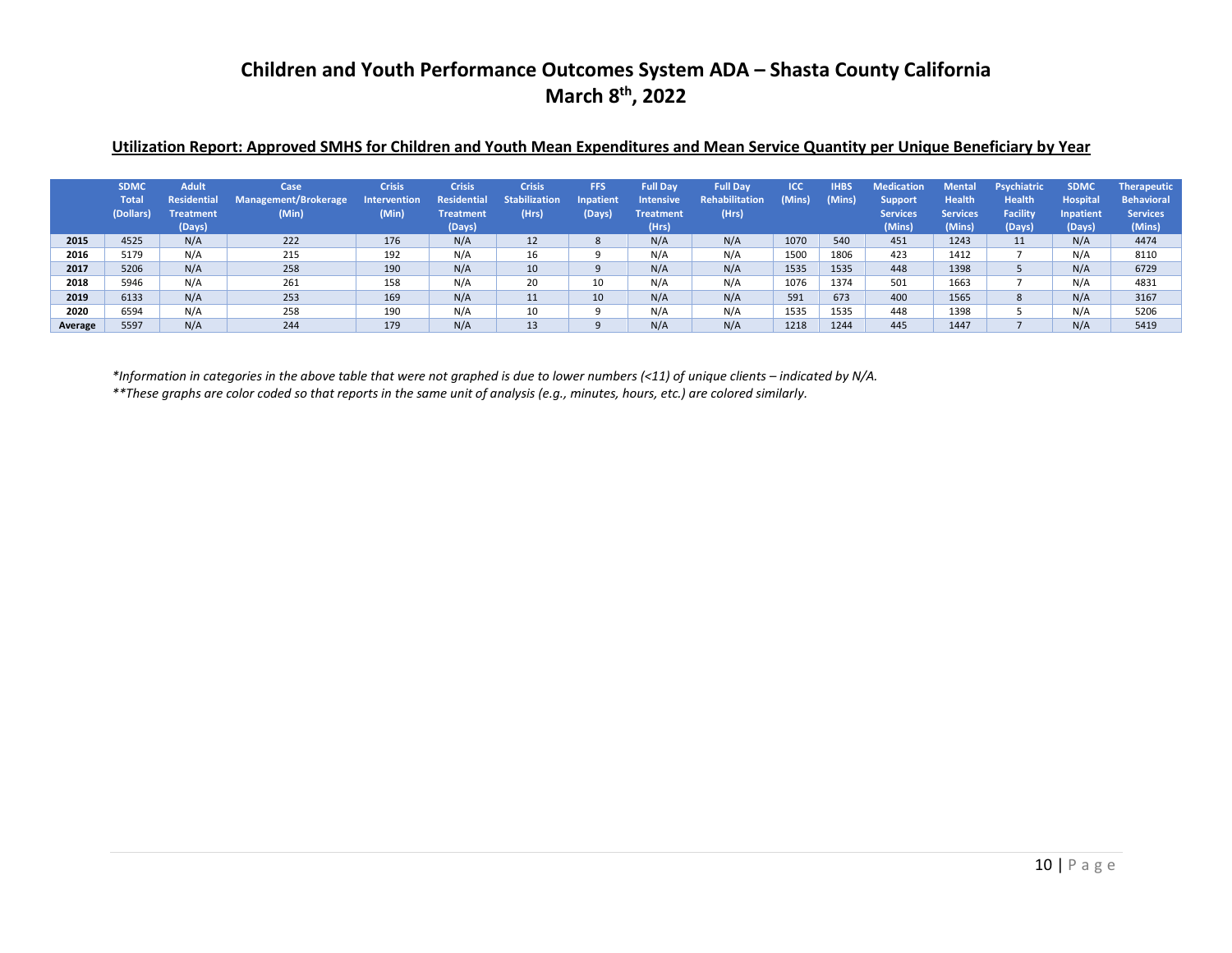# Children and Youth Performance Outcomes System ADA – Shasta County California
## March 8th, 2022

**Utilization Report: Approved SMHS for Children and Youth Mean Expenditures and Mean Service Quantity per Unique Beneficiary by Year**

| | SDMC Total (Dollars) | Adult Residential Treatment (Days) | Case Management/Brokerage (Min) | Crisis Intervention (Min) | Crisis Residential Treatment (Days) | Crisis Stabilization (Hrs) | FFS Inpatient (Days) | Full Day Intensive Treatment (Hrs) | Full Day Rehabilitation (Hrs) | ICC (Mins) | IHBS (Mins) | Medication Support Services (Mins) | Mental Health Services (Mins) | Psychiatric Health Facility (Days) | SDMC Hospital Inpatient (Days) | Therapeutic Behavioral Services (Mins) |
|---|---|---|---|---|---|---|---|---|---|---|---|---|---|---|---|---|
| **2015** | 4525 | N/A | 222 | 176 | N/A | 12 | 8 | N/A | N/A | 1070 | 540 | 451 | 1243 | 11 | N/A | 4474 |
| **2016** | 5179 | N/A | 215 | 192 | N/A | 16 | 9 | N/A | N/A | 1500 | 1806 | 423 | 1412 | 7 | N/A | 8110 |
| **2017** | 5206 | N/A | 258 | 190 | N/A | 10 | 9 | N/A | N/A | 1535 | 1535 | 448 | 1398 | 5 | N/A | 6729 |
| **2018** | 5946 | N/A | 261 | 158 | N/A | 20 | 10 | N/A | N/A | 1076 | 1374 | 501 | 1663 | 7 | N/A | 4831 |
| **2019** | 6133 | N/A | 253 | 169 | N/A | 11 | 10 | N/A | N/A | 591 | 673 | 400 | 1565 | 8 | N/A | 3167 |
| **2020** | 6594 | N/A | 258 | 190 | N/A | 10 | 9 | N/A | N/A | 1535 | 1535 | 448 | 1398 | 5 | N/A | 5206 |
| **Average** | 5597 | N/A | 244 | 179 | N/A | 13 | 9 | N/A | N/A | 1218 | 1244 | 445 | 1447 | 7 | N/A | 5419 |

*\*Information in categories in the above table that were not graphed is due to lower numbers (<11) of unique clients – indicated by N/A.*

*\*\*These graphs are color coded so that reports in the same unit of analysis (e.g., minutes, hours, etc.) are colored similarly.*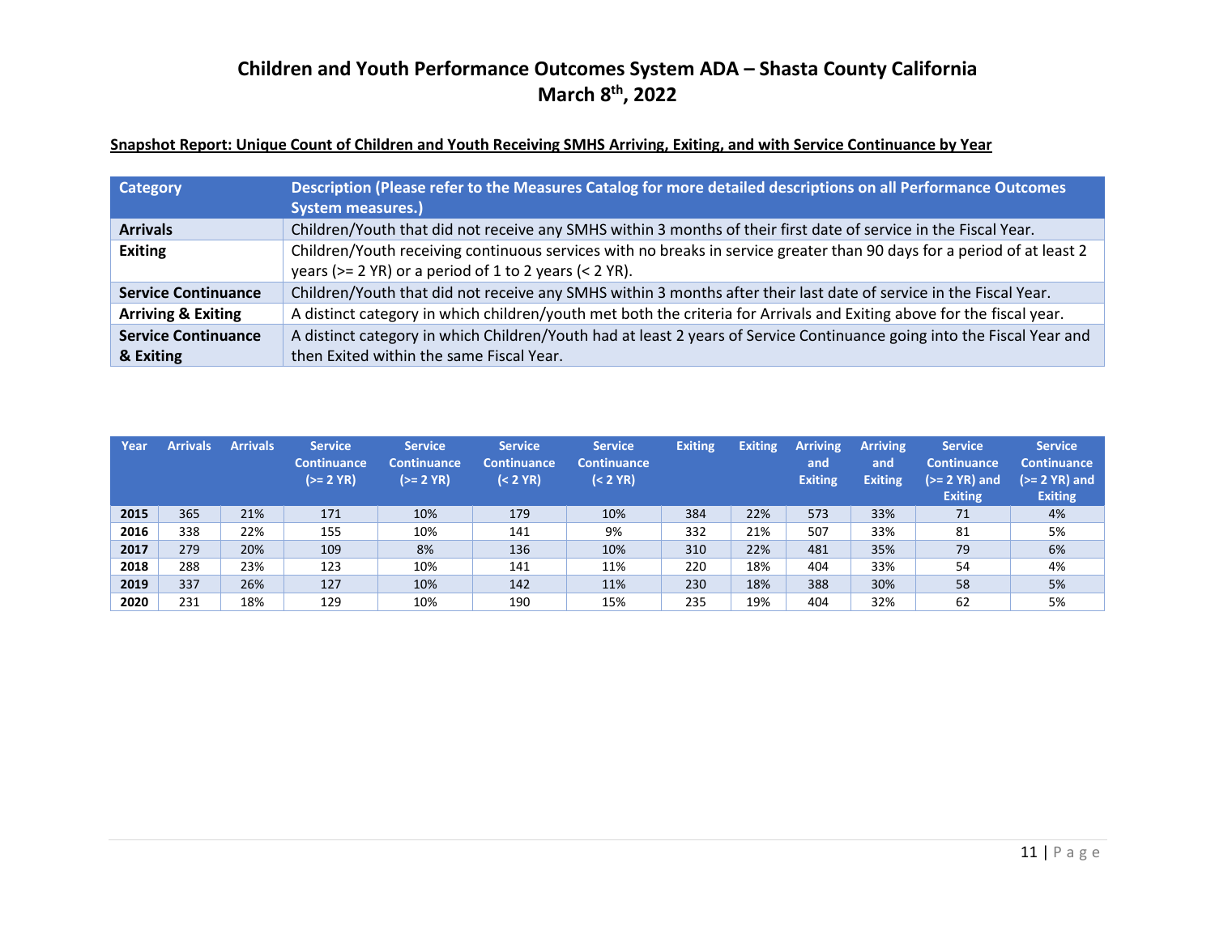# Children and Youth Performance Outcomes System ADA – Shasta County California
## March 8th, 2022

**Snapshot Report: Unique Count of Children and Youth Receiving SMHS Arriving, Exiting, and with Service Continuance by Year**

| Category | Description (Please refer to the Measures Catalog for more detailed descriptions on all Performance Outcomes System measures.) |
|---|---|
| **Arrivals** | Children/Youth that did not receive any SMHS within 3 months of their first date of service in the Fiscal Year. |
| **Exiting** | Children/Youth receiving continuous services with no breaks in service greater than 90 days for a period of at least 2 years (>= 2 YR) or a period of 1 to 2 years (< 2 YR). |
| **Service Continuance** | Children/Youth that did not receive any SMHS within 3 months after their last date of service in the Fiscal Year. |
| **Arriving & Exiting** | A distinct category in which children/youth met both the criteria for Arrivals and Exiting above for the fiscal year. |
| **Service Continuance & Exiting** | A distinct category in which Children/Youth had at least 2 years of Service Continuance going into the Fiscal Year and then Exited within the same Fiscal Year. |

| Year | Arrivals | Arrivals | Service Continuance (>= 2 YR) | Service Continuance (>= 2 YR) | Service Continuance (< 2 YR) | Service Continuance (< 2 YR) | Exiting | Exiting | Arriving and Exiting | Arriving and Exiting | Service Continuance (>= 2 YR) and Exiting | Service Continuance (>= 2 YR) and Exiting |
|---|---|---|---|---|---|---|---|---|---|---|---|---|
| **2015** | 365 | 21% | 171 | 10% | 179 | 10% | 384 | 22% | 573 | 33% | 71 | 4% |
| **2016** | 338 | 22% | 155 | 10% | 141 | 9% | 332 | 21% | 507 | 33% | 81 | 5% |
| **2017** | 279 | 20% | 109 | 8% | 136 | 10% | 310 | 22% | 481 | 35% | 79 | 6% |
| **2018** | 288 | 23% | 123 | 10% | 141 | 11% | 220 | 18% | 404 | 33% | 54 | 4% |
| **2019** | 337 | 26% | 127 | 10% | 142 | 11% | 230 | 18% | 388 | 30% | 58 | 5% |
| **2020** | 231 | 18% | 129 | 10% | 190 | 15% | 235 | 19% | 404 | 32% | 62 | 5% |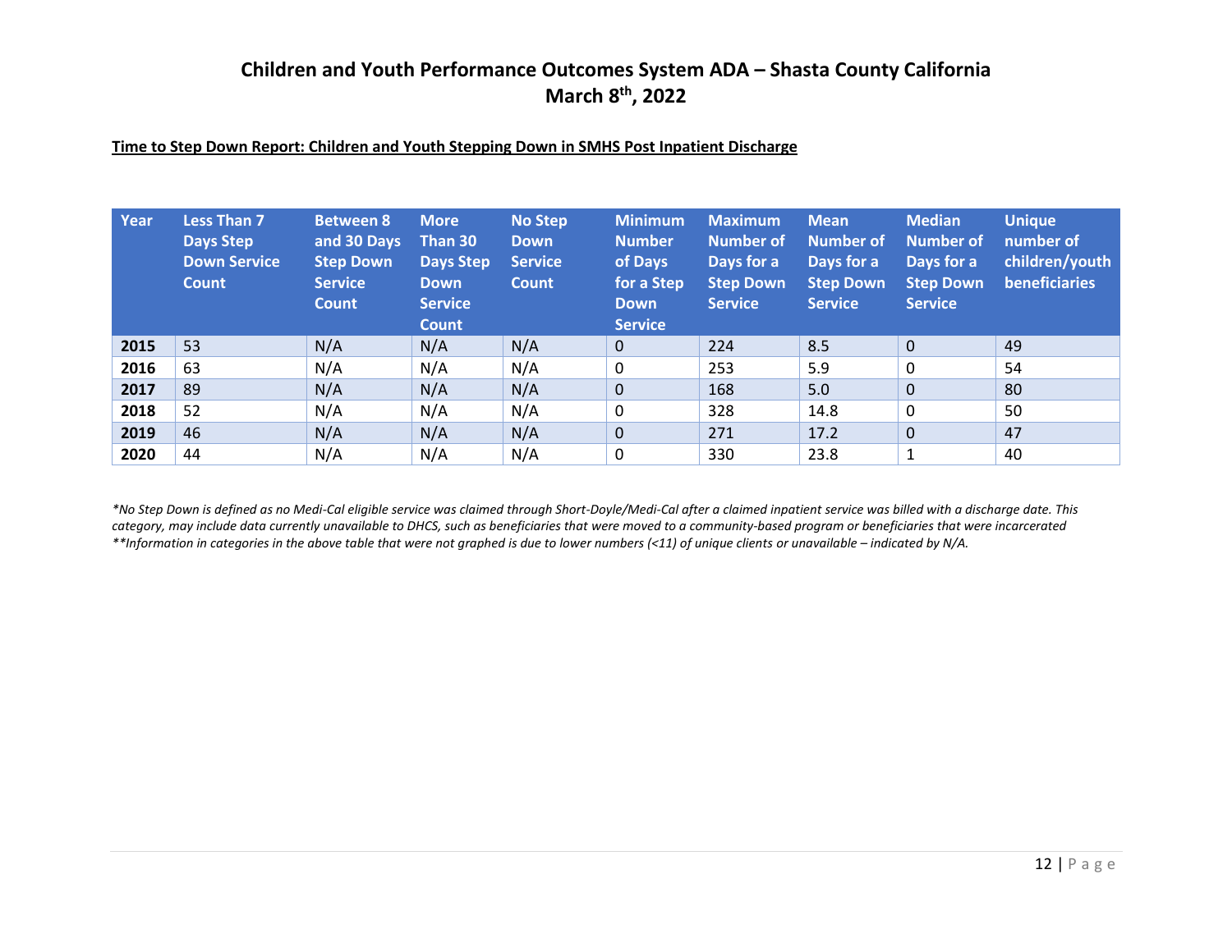# Children and Youth Performance Outcomes System ADA – Shasta County California
## March 8th, 2022

**Time to Step Down Report: Children and Youth Stepping Down in SMHS Post Inpatient Discharge**

| Year | Less Than 7 Days Step Down Service Count | Between 8 and 30 Days Step Down Service Count | More Than 30 Days Step Down Service Count | No Step Down Service Count | Minimum Number of Days for a Step Down Service | Maximum Number of Days for a Step Down Service | Mean Number of Days for a Step Down Service | Median Number of Days for a Step Down Service | Unique number of children/youth beneficiaries |
|---|---|---|---|---|---|---|---|---|---|
| **2015** | 53 | N/A | N/A | N/A | 0 | 224 | 8.5 | 0 | 49 |
| **2016** | 63 | N/A | N/A | N/A | 0 | 253 | 5.9 | 0 | 54 |
| **2017** | 89 | N/A | N/A | N/A | 0 | 168 | 5.0 | 0 | 80 |
| **2018** | 52 | N/A | N/A | N/A | 0 | 328 | 14.8 | 0 | 50 |
| **2019** | 46 | N/A | N/A | N/A | 0 | 271 | 17.2 | 0 | 47 |
| **2020** | 44 | N/A | N/A | N/A | 0 | 330 | 23.8 | 1 | 40 |

*\*No Step Down is defined as no Medi-Cal eligible service was claimed through Short-Doyle/Medi-Cal after a claimed inpatient service was billed with a discharge date. This category, may include data currently unavailable to DHCS, such as beneficiaries that were moved to a community-based program or beneficiaries that were incarcerated*
*\*\*Information in categories in the above table that were not graphed is due to lower numbers (<11) of unique clients or unavailable – indicated by N/A.*